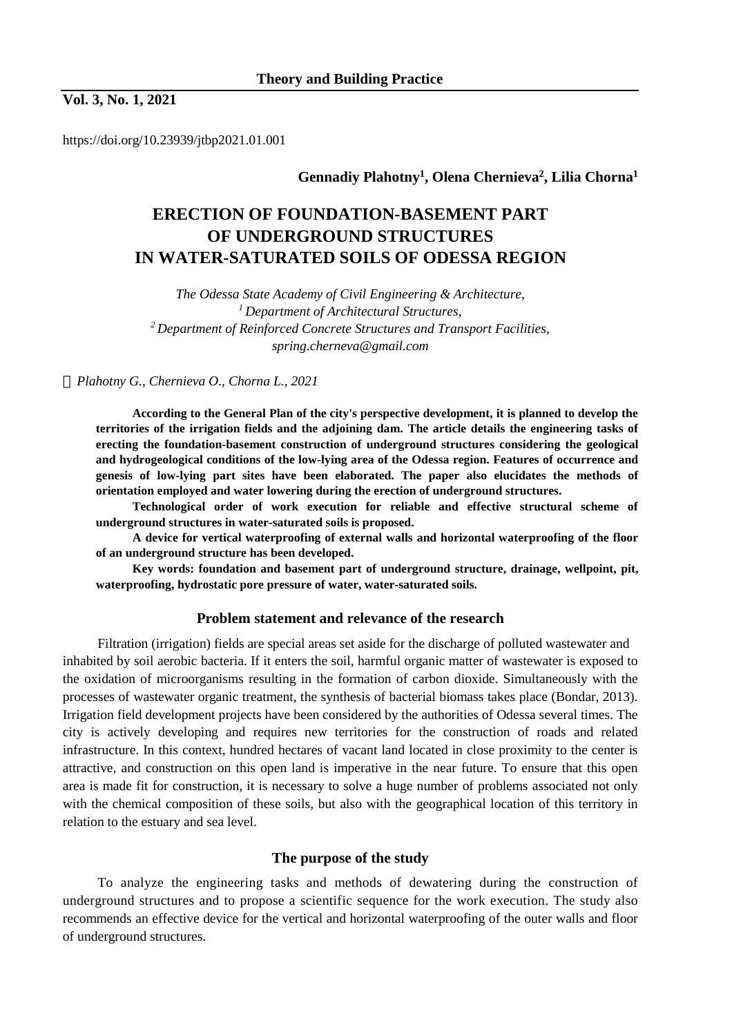https://doi.org/10.23939/jtbp2021.01.001

**Gennadiy Plahotny[1], Olena Chernieva[2], Lilia Chorna[1]**

# ERECTION OF FOUNDATION-BASEMENT PART OF UNDERGROUND STRUCTURES IN WATER-SATURATED SOILS OF ODESSA REGION

*The Odessa State Academy of Civil Engineering & Architecture,*
*[1] Department of Architectural Structures,*
*[2] Department of Reinforced Concrete Structures and Transport Facilities,*
*spring.cherneva@gmail.com*

*© Plahotny G., Chernieva O., Chorna L., 2021*

**According to the General Plan of the city's perspective development, it is planned to develop the territories of the irrigation fields and the adjoining dam. The article details the engineering tasks of erecting the foundation-basement construction of underground structures considering the geological and hydrogeological conditions of the low-lying area of the Odessa region. Features of occurrence and genesis of low-lying part sites have been elaborated. The paper also elucidates the methods of orientation employed and water lowering during the erection of underground structures.**

**Technological order of work execution for reliable and effective structural scheme of underground structures in water-saturated soils is proposed.**

**A device for vertical waterproofing of external walls and horizontal waterproofing of the floor of an underground structure has been developed.**

**Key words: foundation and basement part of underground structure, drainage, wellpoint, pit, waterproofing, hydrostatic pore pressure of water, water-saturated soils.**

## Problem statement and relevance of the research

Filtration (irrigation) fields are special areas set aside for the discharge of polluted wastewater and inhabited by soil aerobic bacteria. If it enters the soil, harmful organic matter of wastewater is exposed to the oxidation of microorganisms resulting in the formation of carbon dioxide. Simultaneously with the processes of wastewater organic treatment, the synthesis of bacterial biomass takes place (Bondar, 2013). Irrigation field development projects have been considered by the authorities of Odessa several times. The city is actively developing and requires new territories for the construction of roads and related infrastructure. In this context, hundred hectares of vacant land located in close proximity to the center is attractive, and construction on this open land is imperative in the near future. To ensure that this open area is made fit for construction, it is necessary to solve a huge number of problems associated not only with the chemical composition of these soils, but also with the geographical location of this territory in relation to the estuary and sea level.

## The purpose of the study

To analyze the engineering tasks and methods of dewatering during the construction of underground structures and to propose a scientific sequence for the work execution. The study also recommends an effective device for the vertical and horizontal waterproofing of the outer walls and floor of underground structures.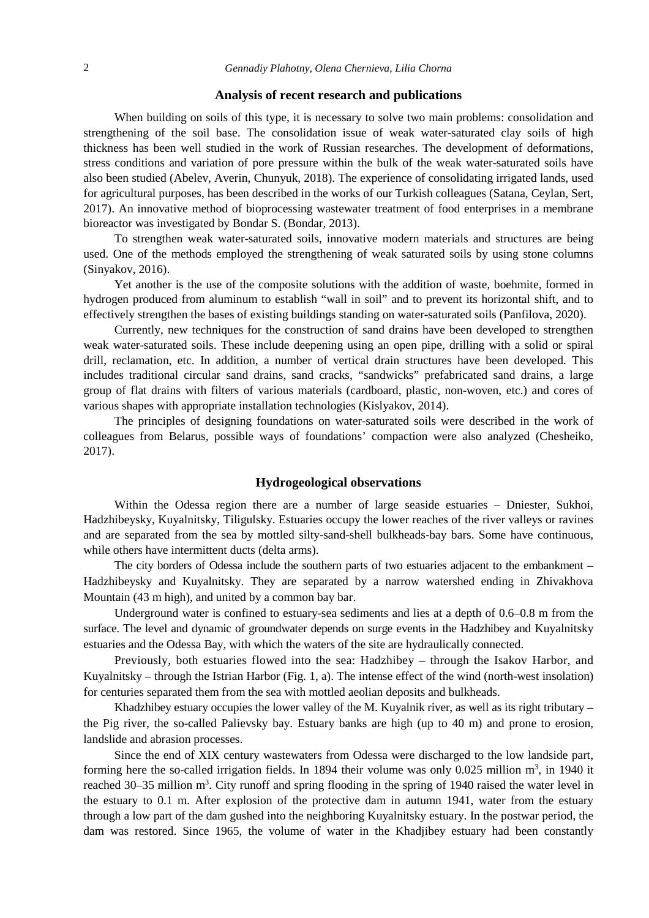## Analysis of recent research and publications

When building on soils of this type, it is necessary to solve two main problems: consolidation and strengthening of the soil base. The consolidation issue of weak water-saturated clay soils of high thickness has been well studied in the work of Russian researches. The development of deformations, stress conditions and variation of pore pressure within the bulk of the weak water-saturated soils have also been studied (Abelev, Averin, Chunyuk, 2018). The experience of consolidating irrigated lands, used for agricultural purposes, has been described in the works of our Turkish colleagues (Satana, Ceylan, Sert, 2017). An innovative method of bioprocessing wastewater treatment of food enterprises in a membrane bioreactor was investigated by Bondar S. (Bondar, 2013).

To strengthen weak water-saturated soils, innovative modern materials and structures are being used. One of the methods employed the strengthening of weak saturated soils by using stone columns (Sinyakov, 2016).

Yet another is the use of the composite solutions with the addition of waste, boehmite, formed in hydrogen produced from aluminum to establish "wall in soil" and to prevent its horizontal shift, and to effectively strengthen the bases of existing buildings standing on water-saturated soils (Panfilova, 2020).

Currently, new techniques for the construction of sand drains have been developed to strengthen weak water-saturated soils. These include deepening using an open pipe, drilling with a solid or spiral drill, reclamation, etc. In addition, a number of vertical drain structures have been developed. This includes traditional circular sand drains, sand cracks, "sandwicks" prefabricated sand drains, a large group of flat drains with filters of various materials (cardboard, plastic, non-woven, etc.) and cores of various shapes with appropriate installation technologies (Kislyakov, 2014).

The principles of designing foundations on water-saturated soils were described in the work of colleagues from Belarus, possible ways of foundations' compaction were also analyzed (Chesheiko, 2017).

## Hydrogeological observations

Within the Odessa region there are a number of large seaside estuaries – Dniester, Sukhoi, Hadzhibeysky, Kuyalnitsky, Tiligulsky. Estuaries occupy the lower reaches of the river valleys or ravines and are separated from the sea by mottled silty-sand-shell bulkheads-bay bars. Some have continuous, while others have intermittent ducts (delta arms).

The city borders of Odessa include the southern parts of two estuaries adjacent to the embankment – Hadzhibeysky and Kuyalnitsky. They are separated by a narrow watershed ending in Zhivakhova Mountain (43 m high), and united by a common bay bar.

Underground water is confined to estuary-sea sediments and lies at a depth of 0.6–0.8 m from the surface. The level and dynamic of groundwater depends on surge events in the Hadzhibey and Kuyalnitsky estuaries and the Odessa Bay, with which the waters of the site are hydraulically connected.

Previously, both estuaries flowed into the sea: Hadzhibey – through the Isakov Harbor, and Kuyalnitsky – through the Istrian Harbor (Fig. 1, a). The intense effect of the wind (north-west insolation) for centuries separated them from the sea with mottled aeolian deposits and bulkheads.

Khadzhibey estuary occupies the lower valley of the M. Kuyalnik river, as well as its right tributary – the Pig river, the so-called Palievsky bay. Estuary banks are high (up to 40 m) and prone to erosion, landslide and abrasion processes.

Since the end of XIX century wastewaters from Odessa were discharged to the low landside part, forming here the so-called irrigation fields. In 1894 their volume was only 0.025 million $m^3$, in 1940 it reached 30–35 million $m^3$. City runoff and spring flooding in the spring of 1940 raised the water level in the estuary to 0.1 m. After explosion of the protective dam in autumn 1941, water from the estuary through a low part of the dam gushed into the neighboring Kuyalnitsky estuary. In the postwar period, the dam was restored. Since 1965, the volume of water in the Khadjibey estuary had been constantly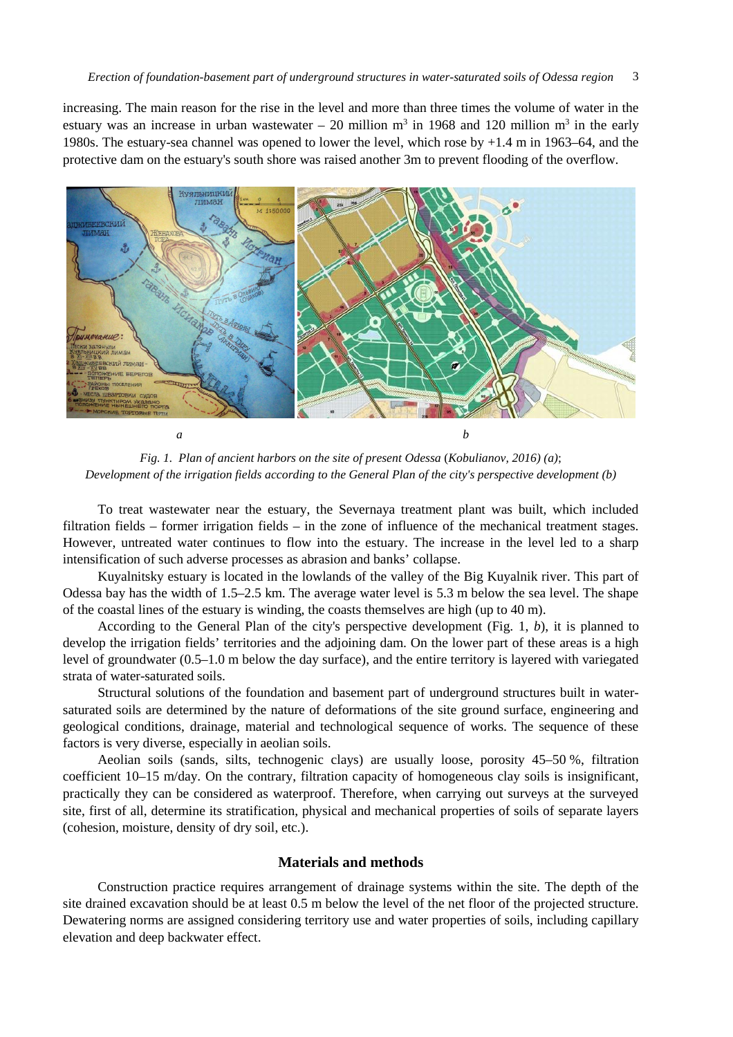increasing. The main reason for the rise in the level and more than three times the volume of water in the estuary was an increase in urban wastewater – 20 million m$^3$ in 1968 and 120 million m$^3$ in the early 1980s. The estuary-sea channel was opened to lower the level, which rose by +1.4 m in 1963–64, and the protective dam on the estuary's south shore was raised another 3m to prevent flooding of the overflow.

*a* *b*

*Fig. 1. Plan of ancient harbors on the site of present Odessa* (*Kobulianov, 2016) (a)*; *Development of the irrigation fields according to the General Plan of the city's perspective development (b)*

To treat wastewater near the estuary, the Severnaya treatment plant was built, which included filtration fields – former irrigation fields – in the zone of influence of the mechanical treatment stages. However, untreated water continues to flow into the estuary. The increase in the level led to a sharp intensification of such adverse processes as abrasion and banks' collapse.

Kuyalnitsky estuary is located in the lowlands of the valley of the Big Kuyalnik river. This part of Odessa bay has the width of 1.5–2.5 km. The average water level is 5.3 m below the sea level. The shape of the coastal lines of the estuary is winding, the coasts themselves are high (up to 40 m).

According to the General Plan of the city's perspective development (Fig. 1, *b*), it is planned to develop the irrigation fields' territories and the adjoining dam. On the lower part of these areas is a high level of groundwater (0.5–1.0 m below the day surface), and the entire territory is layered with variegated strata of water-saturated soils.

Structural solutions of the foundation and basement part of underground structures built in water-saturated soils are determined by the nature of deformations of the site ground surface, engineering and geological conditions, drainage, material and technological sequence of works. The sequence of these factors is very diverse, especially in aeolian soils.

Aeolian soils (sands, silts, technogenic clays) are usually loose, porosity 45–50 %, filtration coefficient 10–15 m/day. On the contrary, filtration capacity of homogeneous clay soils is insignificant, practically they can be considered as waterproof. Therefore, when carrying out surveys at the surveyed site, first of all, determine its stratification, physical and mechanical properties of soils of separate layers (cohesion, moisture, density of dry soil, etc.).

## Materials and methods

Construction practice requires arrangement of drainage systems within the site. The depth of the site drained excavation should be at least 0.5 m below the level of the net floor of the projected structure. Dewatering norms are assigned considering territory use and water properties of soils, including capillary elevation and deep backwater effect.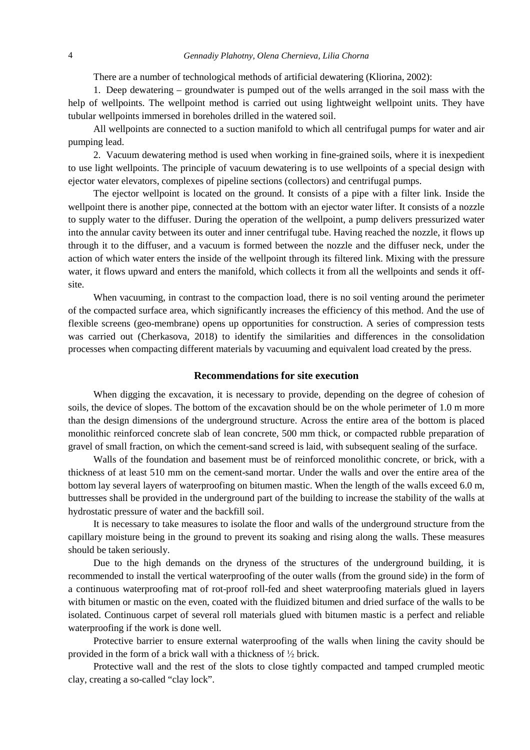There are a number of technological methods of artificial dewatering (Kliorina, 2002):

1. Deep dewatering – groundwater is pumped out of the wells arranged in the soil mass with the help of wellpoints. The wellpoint method is carried out using lightweight wellpoint units. They have tubular wellpoints immersed in boreholes drilled in the watered soil.

All wellpoints are connected to a suction manifold to which all centrifugal pumps for water and air pumping lead.

2. Vacuum dewatering method is used when working in fine-grained soils, where it is inexpedient to use light wellpoints. The principle of vacuum dewatering is to use wellpoints of a special design with ejector water elevators, complexes of pipeline sections (collectors) and centrifugal pumps.

The ejector wellpoint is located on the ground. It consists of a pipe with a filter link. Inside the wellpoint there is another pipe, connected at the bottom with an ejector water lifter. It consists of a nozzle to supply water to the diffuser. During the operation of the wellpoint, a pump delivers pressurized water into the annular cavity between its outer and inner centrifugal tube. Having reached the nozzle, it flows up through it to the diffuser, and a vacuum is formed between the nozzle and the diffuser neck, under the action of which water enters the inside of the wellpoint through its filtered link. Mixing with the pressure water, it flows upward and enters the manifold, which collects it from all the wellpoints and sends it off-site.

When vacuuming, in contrast to the compaction load, there is no soil venting around the perimeter of the compacted surface area, which significantly increases the efficiency of this method. And the use of flexible screens (geo-membrane) opens up opportunities for construction. A series of compression tests was carried out (Cherkasova, 2018) to identify the similarities and differences in the consolidation processes when compacting different materials by vacuuming and equivalent load created by the press.

## Recommendations for site execution

When digging the excavation, it is necessary to provide, depending on the degree of cohesion of soils, the device of slopes. The bottom of the excavation should be on the whole perimeter of 1.0 m more than the design dimensions of the underground structure. Across the entire area of the bottom is placed monolithic reinforced concrete slab of lean concrete, 500 mm thick, or compacted rubble preparation of gravel of small fraction, on which the cement-sand screed is laid, with subsequent sealing of the surface.

Walls of the foundation and basement must be of reinforced monolithic concrete, or brick, with a thickness of at least 510 mm on the cement-sand mortar. Under the walls and over the entire area of the bottom lay several layers of waterproofing on bitumen mastic. When the length of the walls exceed 6.0 m, buttresses shall be provided in the underground part of the building to increase the stability of the walls at hydrostatic pressure of water and the backfill soil.

It is necessary to take measures to isolate the floor and walls of the underground structure from the capillary moisture being in the ground to prevent its soaking and rising along the walls. These measures should be taken seriously.

Due to the high demands on the dryness of the structures of the underground building, it is recommended to install the vertical waterproofing of the outer walls (from the ground side) in the form of a continuous waterproofing mat of rot-proof roll-fed and sheet waterproofing materials glued in layers with bitumen or mastic on the even, coated with the fluidized bitumen and dried surface of the walls to be isolated. Continuous carpet of several roll materials glued with bitumen mastic is a perfect and reliable waterproofing if the work is done well.

Protective barrier to ensure external waterproofing of the walls when lining the cavity should be provided in the form of a brick wall with a thickness of ½ brick.

Protective wall and the rest of the slots to close tightly compacted and tamped crumpled meotic clay, creating a so-called "clay lock".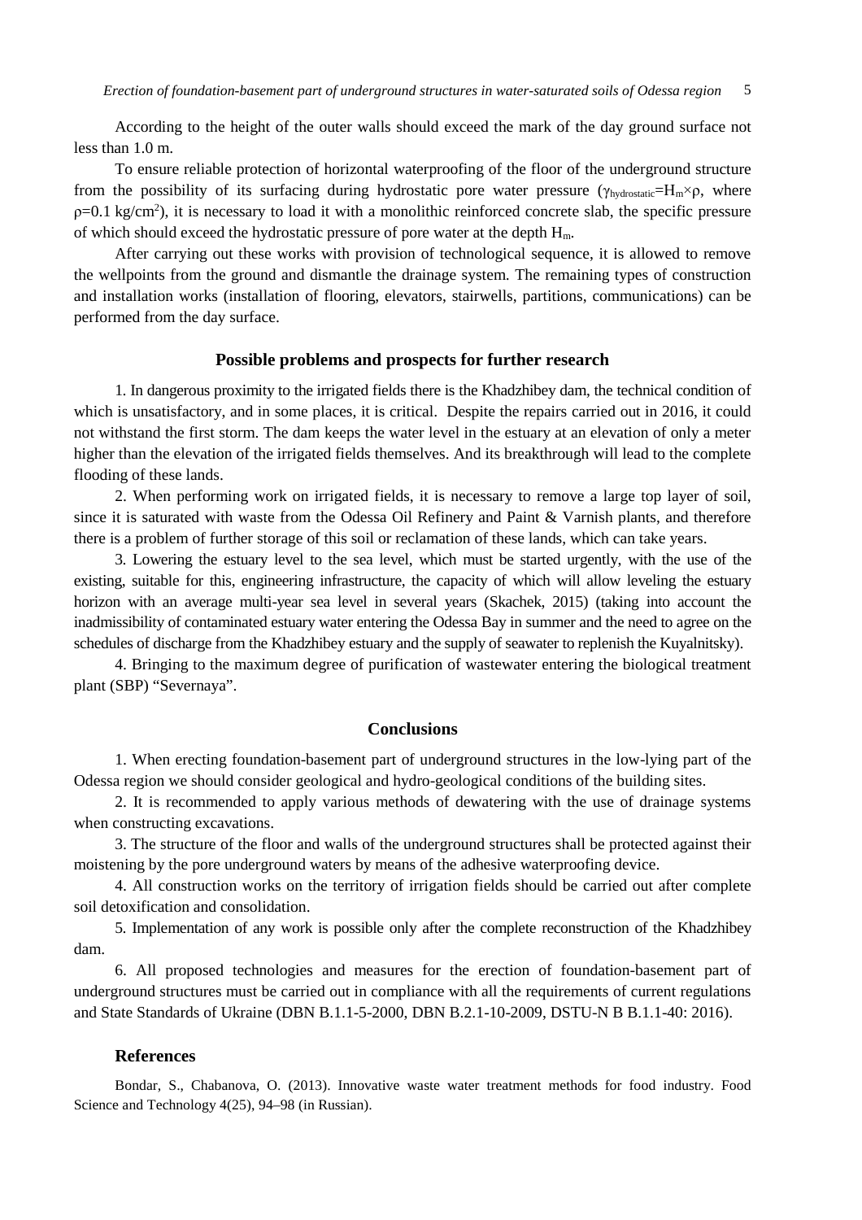According to the height of the outer walls should exceed the mark of the day ground surface not less than 1.0 m.

To ensure reliable protection of horizontal waterproofing of the floor of the underground structure from the possibility of its surfacing during hydrostatic pore water pressure ($\gamma_{hydrostatic}=H_m\times\rho$, where $\rho=0.1$ kg/cm$^2$), it is necessary to load it with a monolithic reinforced concrete slab, the specific pressure of which should exceed the hydrostatic pressure of pore water at the depth $H_m$.

After carrying out these works with provision of technological sequence, it is allowed to remove the wellpoints from the ground and dismantle the drainage system. The remaining types of construction and installation works (installation of flooring, elevators, stairwells, partitions, communications) can be performed from the day surface.

## Possible problems and prospects for further research

1. In dangerous proximity to the irrigated fields there is the Khadzhibey dam, the technical condition of which is unsatisfactory, and in some places, it is critical. Despite the repairs carried out in 2016, it could not withstand the first storm. The dam keeps the water level in the estuary at an elevation of only a meter higher than the elevation of the irrigated fields themselves. And its breakthrough will lead to the complete flooding of these lands.

2. When performing work on irrigated fields, it is necessary to remove a large top layer of soil, since it is saturated with waste from the Odessa Oil Refinery and Paint & Varnish plants, and therefore there is a problem of further storage of this soil or reclamation of these lands, which can take years.

3. Lowering the estuary level to the sea level, which must be started urgently, with the use of the existing, suitable for this, engineering infrastructure, the capacity of which will allow leveling the estuary horizon with an average multi-year sea level in several years (Skachek, 2015) (taking into account the inadmissibility of contaminated estuary water entering the Odessa Bay in summer and the need to agree on the schedules of discharge from the Khadzhibey estuary and the supply of seawater to replenish the Kuyalnitsky).

4. Bringing to the maximum degree of purification of wastewater entering the biological treatment plant (SBP) "Severnaya".

## Conclusions

1. When erecting foundation-basement part of underground structures in the low-lying part of the Odessa region we should consider geological and hydro-geological conditions of the building sites.

2. It is recommended to apply various methods of dewatering with the use of drainage systems when constructing excavations.

3. The structure of the floor and walls of the underground structures shall be protected against their moistening by the pore underground waters by means of the adhesive waterproofing device.

4. All construction works on the territory of irrigation fields should be carried out after complete soil detoxification and consolidation.

5. Implementation of any work is possible only after the complete reconstruction of the Khadzhibey dam.

6. All proposed technologies and measures for the erection of foundation-basement part of underground structures must be carried out in compliance with all the requirements of current regulations and State Standards of Ukraine (DBN B.1.1-5-2000, DBN B.2.1-10-2009, DSTU-N B B.1.1-40: 2016).

## References

Bondar, S., Chabanova, O. (2013). Innovative waste water treatment methods for food industry. Food Science and Technology 4(25), 94–98 (in Russian).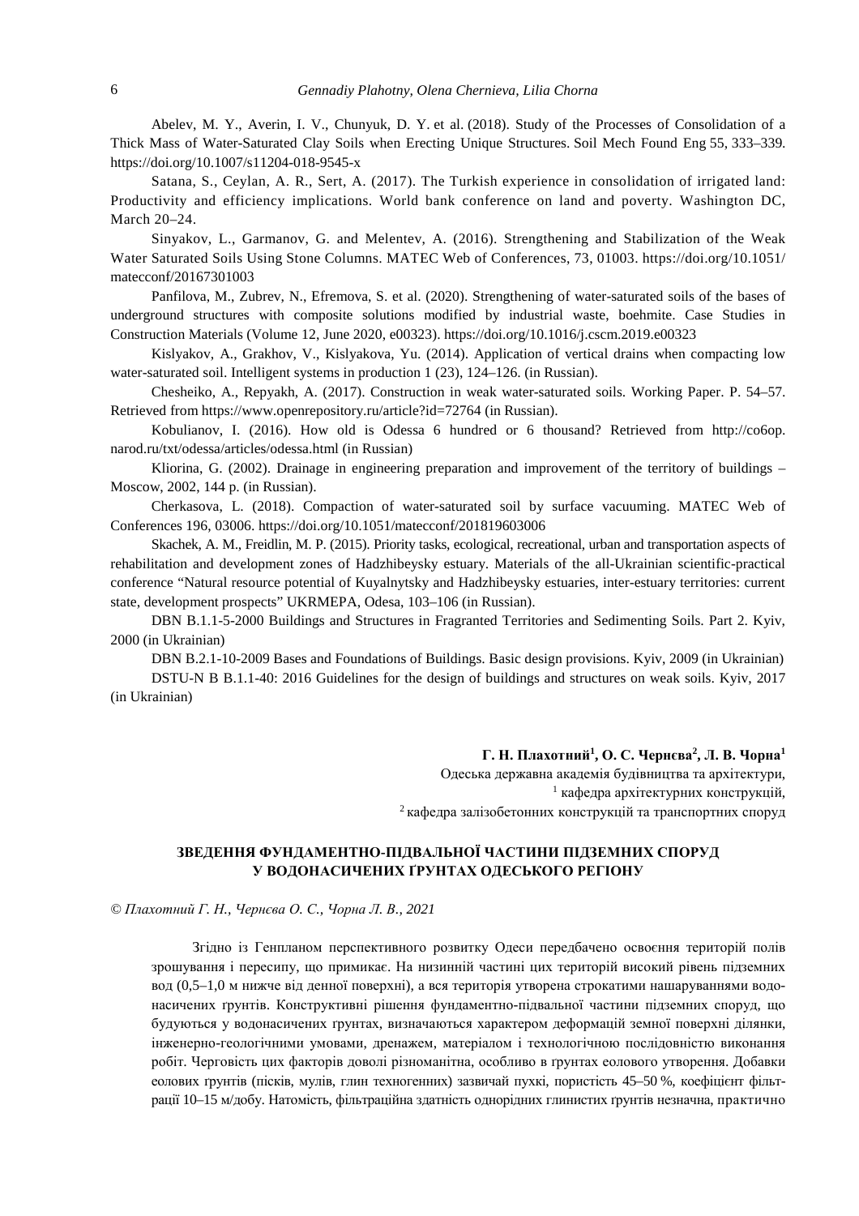Abelev, M. Y., Averin, I. V., Chunyuk, D. Y. et al. (2018). Study of the Processes of Consolidation of a Thick Mass of Water-Saturated Clay Soils when Erecting Unique Structures. Soil Mech Found Eng 55, 333–339. https://doi.org/10.1007/s11204-018-9545-x

Satana, S., Ceylan, A. R., Sert, A. (2017). The Turkish experience in consolidation of irrigated land: Productivity and efficiency implications. World bank conference on land and poverty. Washington DC, March 20–24.

Sinyakov, L., Garmanov, G. and Melentev, A. (2016). Strengthening and Stabilization of the Weak Water Saturated Soils Using Stone Columns. MATEC Web of Conferences, 73, 01003. https://doi.org/10.1051/matecconf/20167301003

Panfilova, M., Zubrev, N., Efremova, S. et al. (2020). Strengthening of water-saturated soils of the bases of underground structures with composite solutions modified by industrial waste, boehmite. Case Studies in Construction Materials (Volume 12, June 2020, e00323). https://doi.org/10.1016/j.cscm.2019.e00323

Kislyakov, A., Grakhov, V., Kislyakova, Yu. (2014). Application of vertical drains when compacting low water-saturated soil. Intelligent systems in production 1 (23), 124–126. (in Russian).

Chesheiko, A., Repyakh, A. (2017). Construction in weak water-saturated soils. Working Paper. P. 54–57. Retrieved from https://www.openrepository.ru/article?id=72764 (in Russian).

Kobulianov, I. (2016). How old is Odessa 6 hundred or 6 thousand? Retrieved from http://co6op.narod.ru/txt/odessa/articles/odessa.html (in Russian)

Kliorina, G. (2002). Drainage in engineering preparation and improvement of the territory of buildings – Moscow, 2002, 144 p. (in Russian).

Cherkasova, L. (2018). Compaction of water-saturated soil by surface vacuuming. MATEC Web of Conferences 196, 03006. https://doi.org/10.1051/matecconf/201819603006

Skachek, A. M., Freidlin, M. P. (2015). Priority tasks, ecological, recreational, urban and transportation aspects of rehabilitation and development zones of Hadzhibeysky estuary. Materials of the all-Ukrainian scientific-practical conference "Natural resource potential of Kuyalnytsky and Hadzhibeysky estuaries, inter-estuary territories: current state, development prospects" UKRMEPA, Odesa, 103–106 (in Russian).

DBN B.1.1-5-2000 Buildings and Structures in Fragranted Territories and Sedimenting Soils. Part 2. Kyiv, 2000 (in Ukrainian)

DBN B.2.1-10-2009 Bases and Foundations of Buildings. Basic design provisions. Kyiv, 2009 (in Ukrainian)

DSTU-N B B.1.1-40: 2016 Guidelines for the design of buildings and structures on weak soils. Kyiv, 2017 (in Ukrainian)

**Г. Н. Плахотний[1], О. С. Чернєва[2], Л. В. Чорна[1]**

Одеська державна академія будівництва та архітектури,
[1] кафедра архітектурних конструкцій,
[2] кафедра залізобетонних конструкцій та транспортних споруд

## ЗВЕДЕННЯ ФУНДАМЕНТНО-ПІДВАЛЬНОЇ ЧАСТИНИ ПІДЗЕМНИХ СПОРУД У ВОДОНАСИЧЕНИХ ҐРУНТАХ ОДЕСЬКОГО РЕГІОНУ

*© Плахотний Г. Н., Чернєва О. С., Чорна Л. В., 2021*

Згідно із Генпланом перспективного розвитку Одеси передбачено освоєння територій полів зрошування і пересипу, що примикає. На низинній частині цих територій високий рівень підземних вод (0,5–1,0 м нижче від денної поверхні), а вся територія утворена строкатими нашаруваннями водонасичених ґрунтів. Конструктивні рішення фундаментно-підвальної частини підземних споруд, що будуються у водонасичених ґрунтах, визначаються характером деформацій земної поверхні ділянки, інженерно-геологічними умовами, дренажем, матеріалом і технологічною послідовністю виконання робіт. Черговість цих факторів доволі різноманітна, особливо в ґрунтах еолового утворення. Добавки еолових ґрунтів (пісків, мулів, глин техногенних) зазвичай пухкі, пористість 45–50 %, коефіцієнт фільтрації 10–15 м/добу. Натомість, фільтраційна здатність однорідних глинистих ґрунтів незначна, практично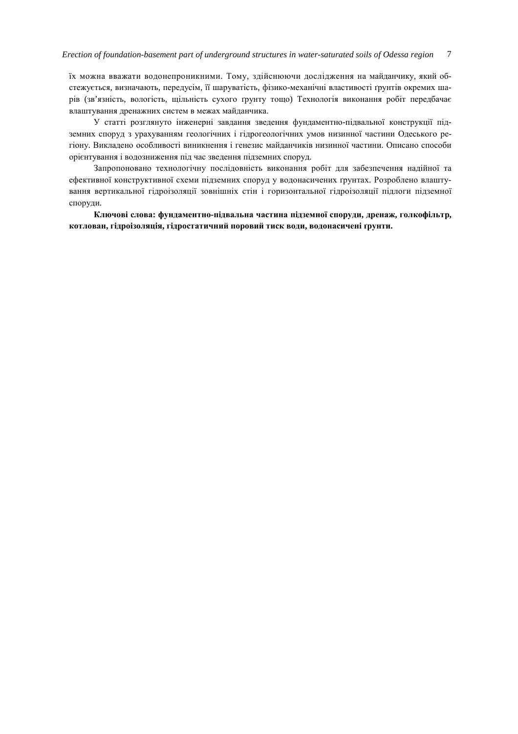їх можна вважати водонепроникними. Тому, здійснюючи дослідження на майданчику, який обстежується, визначають, передусім, її шаруватість, фізико-механічні властивості ґрунтів окремих шарів (зв’язність, вологість, щільність сухого ґрунту тощо) Технологія виконання робіт передбачає влаштування дренажних систем в межах майданчика.

У статті розглянуто інженерні завдання зведення фундаментно-підвальної конструкції підземних споруд з урахуванням геологічних і гідрогеологічних умов низинної частини Одеського регіону. Викладено особливості виникнення і генезис майданчиків низинної частини. Описано способи орієнтування і водозниження під час зведення підземних споруд.

Запропоновано технологічну послідовність виконання робіт для забезпечення надійної та ефективної конструктивної схеми підземних споруд у водонасичених ґрунтах. Розроблено влаштування вертикальної гідроізоляції зовнішніх стін і горизонтальної гідроізоляції підлоги підземної споруди.

**Ключові слова: фундаментно-підвальна частина підземної споруди, дренаж, голкофільтр, котлован, гідроізоляція, гідростатичний поровий тиск води, водонасичені ґрунти.**